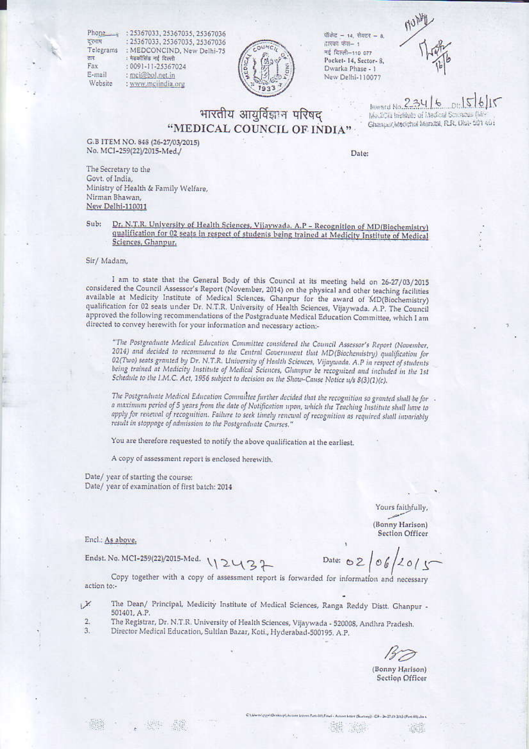Phone : 25367033, 25367035, 25367036
दूरभाष : 25367033, 25367035, 25367036
Telegrams : MEDCONCIND, New Delhi-75
तार : मेडकौंसिंड नई दिल्ली
Fax : 0091-11-25367024
E-mail : mci@bol.net.in
Website : www.mciindia.org

पॉकेट – 14, सेक्टर – 8,
द्वारका फेस– 1
नई दिल्ली–110 077
Pocket- 14, Sector- 8,
Dwarka Phase - 1
New Delhi-110077

# भारतीय आयुर्विज्ञान परिषद
# "MEDICAL COUNCIL OF INDIA"

Inward No. 2341 6 Dt. 15/6/15
MediCiti Institute of Medical Sciences (MIMS)
Ghanpur, Medchal Mandal, R.R. Dist- 501 401

G.B ITEM NO. 848 (26-27/03/2015)
No. MCI-259(22)/2015-Med./

Date:

The Secretary to the
Govt. of India,
Ministry of Health & Family Welfare,
Nirman Bhawan,
New Delhi-110011

Sub: Dr. N.T.R. University of Health Sciences, Vijaywada, A.P – Recognition of MD(Biochemistry) qualification for 02 seats in respect of students being trained at Medicity Institute of Medical Sciences, Ghanpur.

Sir/ Madam,

I am to state that the General Body of this Council at its meeting held on 26-27/03/2015 considered the Council Assessor's Report (November, 2014) on the physical and other teaching facilities available at Medicity Institute of Medical Sciences, Ghanpur for the award of MD(Biochemistry) qualification for 02 seats under Dr. N.T.R. University of Health Sciences, Vijaywada. A.P. The Council approved the following recommendations of the Postgraduate Medical Education Committee, which I am directed to convey herewith for your information and necessary action:-

*"The Postgraduate Medical Education Committee considered the Council Assessor's Report (November, 2014) and decided to recommend to the Central Government that MD(Biochemistry) qualification for 02(Two) seats granted by Dr. N.T.R. University of Health Sciences, Vijaywada. A.P in respect of students being trained at Medicity Institute of Medical Sciences, Ghanpur be recognized and included in the 1st Schedule to the I.M.C. Act, 1956 subject to decision on the Show-Cause Notice u/s 8(3)(1)(c).*

*The Postgraduate Medical Education Committee further decided that the recognition so granted shall be for a maximum period of 5 years from the date of Notification upon, which the Teaching Institute shall have to apply for renewal of recognition. Failure to seek timely renewal of recognition as required shall invariably result in stoppage of admission to the Postgraduate Courses."*

You are therefore requested to notify the above qualification at the earliest.

A copy of assessment report is enclosed herewith.

Date/ year of starting the course:
Date/ year of examination of first batch: 2014

Yours faithfully,

(Bonny Harison)
Section Officer

Encl.: As above.

Endst. No. MCI-259(22)/2015-Med. 112437

Date: 02/06/2015

Copy together with a copy of assessment report is forwarded for information and necessary action to:-

1. The Dean/ Principal, Medicity Institute of Medical Sciences, Ranga Reddy Distt. Ghanpur - 501401, A.P.
2. The Registrar, Dr. N.T.R. University of Health Sciences, Vijaywada - 520008, Andhra Pradesh.
3. Director Medical Education, Sultan Bazar, Koti., Hyderabad-500195. A.P.

(Bonny Harison)
Section Officer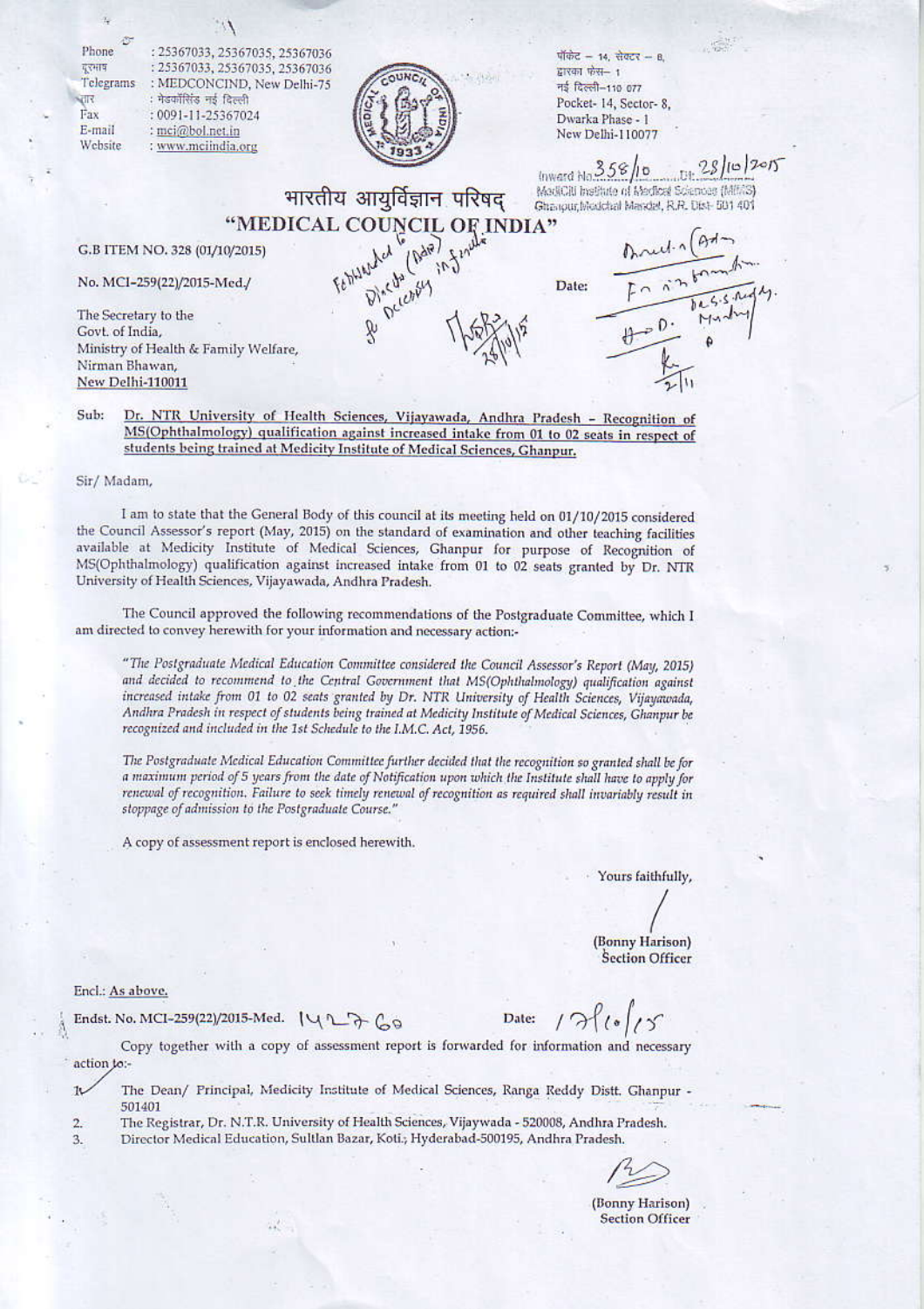Phone : 25367033, 25367035, 25367036
दूरभाष : 25367033, 25367035, 25367036
Telegrams : MEDCONCIND, New Delhi-75
तार : मेडकॉसिंड नई दिल्ली
Fax : 0091-11-25367024
E-mail : mci@bol.net.in
Website : www.mciindia.org

पॉकेट – 14, सेक्टर – 8,
द्वारका फेस– 1
नई दिल्ली–110 077
Pocket- 14, Sector- 8,
Dwarka Phase - 1
New Delhi-110077

Inward No. 358/10 Dt: 28/10/2015
MediCiti Institute of Medical Sciences (MIMS)
Ghanpur, Medchal Mandal, R.R. Dist- 501 401

# भारतीय आयुर्विज्ञान परिषद
# "MEDICAL COUNCIL OF INDIA"

G.B ITEM NO. 328 (01/10/2015)

No. MCI-259(22)/2015-Med./

Date:

The Secretary to the
Govt. of India,
Ministry of Health & Family Welfare,
Nirman Bhawan,
New Delhi-110011

Sub: **Dr. NTR University of Health Sciences, Vijayawada, Andhra Pradesh – Recognition of MS(Ophthalmology) qualification against increased intake from 01 to 02 seats in respect of students being trained at Medicity Institute of Medical Sciences, Ghanpur.**

Sir/ Madam,

I am to state that the General Body of this council at its meeting held on 01/10/2015 considered the Council Assessor's report (May, 2015) on the standard of examination and other teaching facilities available at Medicity Institute of Medical Sciences, Ghanpur for purpose of Recognition of MS(Ophthalmology) qualification against increased intake from 01 to 02 seats granted by Dr. NTR University of Health Sciences, Vijayawada, Andhra Pradesh.

The Council approved the following recommendations of the Postgraduate Committee, which I am directed to convey herewith for your information and necessary action:-

*"The Postgraduate Medical Education Committee considered the Council Assessor's Report (May, 2015) and decided to recommend to the Central Government that MS(Ophthalmology) qualification against increased intake from 01 to 02 seats granted by Dr. NTR University of Health Sciences, Vijayawada, Andhra Pradesh in respect of students being trained at Medicity Institute of Medical Sciences, Ghanpur be recognized and included in the 1st Schedule to the I.M.C. Act, 1956.*

*The Postgraduate Medical Education Committee further decided that the recognition so granted shall be for a maximum period of 5 years from the date of Notification upon which the Institute shall have to apply for renewal of recognition. Failure to seek timely renewal of recognition as required shall invariably result in stoppage of admission to the Postgraduate Course."*

A copy of assessment report is enclosed herewith.

Yours faithfully,

(Bonny Harison)
Section Officer

Encl.: As above.

Endst. No. MCI-259(22)/2015-Med. 142760 Date: 17/10/15

Copy together with a copy of assessment report is forwarded for information and necessary action to:-

1. The Dean/ Principal, Medicity Institute of Medical Sciences, Ranga Reddy Distt. Ghanpur - 501401
2. The Registrar, Dr. N.T.R. University of Health Sciences, Vijaywada - 520008, Andhra Pradesh.
3. Director Medical Education, Sultlan Bazar, Koti, Hyderabad-500195, Andhra Pradesh.

(Bonny Harison)
Section Officer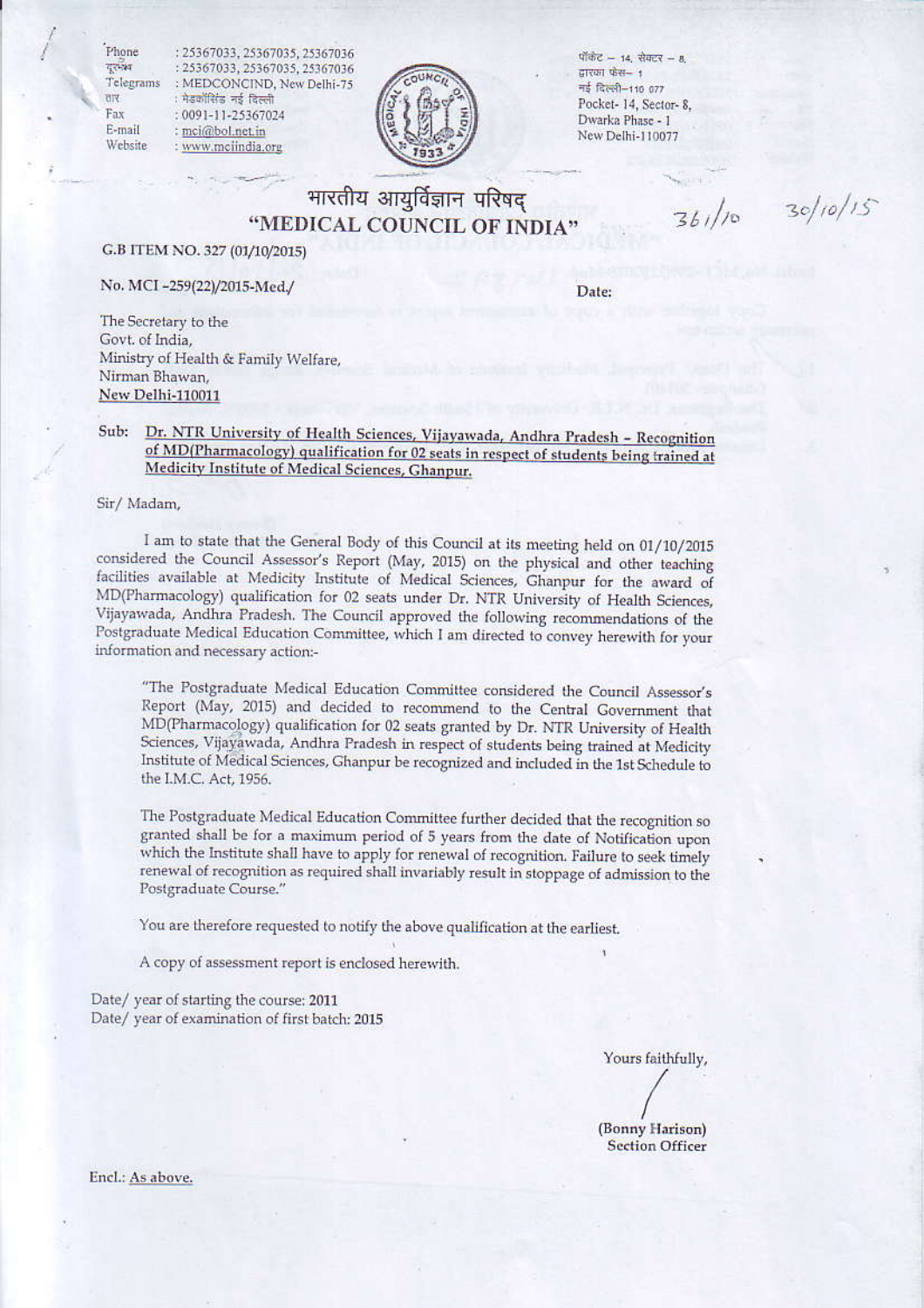Phone : 25367033, 25367035, 25367036
दूरभाष : 25367033, 25367035, 25367036
Telegrams : MEDCONCIND, New Delhi-75
तार : मेडकॉसिंड नई दिल्ली
Fax : 0091-11-25367024
E-mail : mci@bol.net.in
Website : www.mciindia.org

पॉकेट – 14, सेक्टर – 8,
द्वारका फेस– 1
नई दिल्ली–110 077
Pocket- 14, Sector- 8,
Dwarka Phase - 1
New Delhi-110077

# भारतीय आयुर्विज्ञान परिषद्
# "MEDICAL COUNCIL OF INDIA"

361/10 30/10/15

G.B ITEM NO. 327 (01/10/2015)

No. MCI -259(22)/2015-Med./

Date:

The Secretary to the
Govt. of India,
Ministry of Health & Family Welfare,
Nirman Bhawan,
New Delhi-110011

Sub: Dr. NTR University of Health Sciences, Vijayawada, Andhra Pradesh - Recognition of MD(Pharmacology) qualification for 02 seats in respect of students being trained at Medicity Institute of Medical Sciences, Ghanpur.

Sir/ Madam,

I am to state that the General Body of this Council at its meeting held on 01/10/2015 considered the Council Assessor's Report (May, 2015) on the physical and other teaching facilities available at Medicity Institute of Medical Sciences, Ghanpur for the award of MD(Pharmacology) qualification for 02 seats under Dr. NTR University of Health Sciences, Vijayawada, Andhra Pradesh. The Council approved the following recommendations of the Postgraduate Medical Education Committee, which I am directed to convey herewith for your information and necessary action:-

> "The Postgraduate Medical Education Committee considered the Council Assessor's Report (May, 2015) and decided to recommend to the Central Government that MD(Pharmacology) qualification for 02 seats granted by Dr. NTR University of Health Sciences, Vijayawada, Andhra Pradesh in respect of students being trained at Medicity Institute of Medical Sciences, Ghanpur be recognized and included in the 1st Schedule to the I.M.C. Act, 1956.
>
> The Postgraduate Medical Education Committee further decided that the recognition so granted shall be for a maximum period of 5 years from the date of Notification upon which the Institute shall have to apply for renewal of recognition. Failure to seek timely renewal of recognition as required shall invariably result in stoppage of admission to the Postgraduate Course."

You are therefore requested to notify the above qualification at the earliest.

A copy of assessment report is enclosed herewith.

Date/ year of starting the course: 2011
Date/ year of examination of first batch: 2015

Yours faithfully,

(Bonny Harison)
Section Officer

Encl.: As above.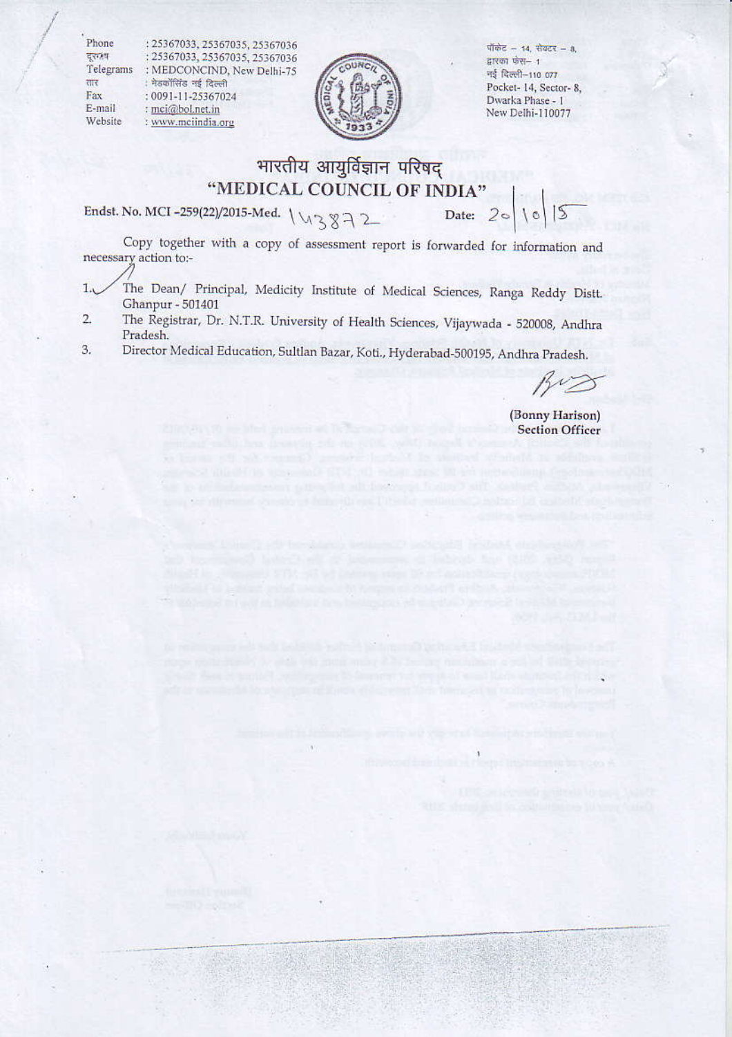Phone : 25367033, 25367035, 25367036
दूरभाष : 25367033, 25367035, 25367036
Telegrams : MEDCONCIND, New Delhi-75
तार : मेडकॉसिंड नई दिल्ली
Fax : 0091-11-25367024
E-mail : mci@bol.net.in
Website : www.mciindia.org

पॉकेट – 14, सेक्टर – 8,
द्वारका फेस– 1
नई दिल्ली–110 077
Pocket- 14, Sector- 8,
Dwarka Phase - I
New Delhi-110077

# भारतीय आयुर्विज्ञान परिषद्
# "MEDICAL COUNCIL OF INDIA"

Endst. No. MCI -259(22)/2015-Med. 143872 Date: 20/10/15

Copy together with a copy of assessment report is forwarded for information and necessary action to:-

1. The Dean/ Principal, Medicity Institute of Medical Sciences, Ranga Reddy Distt. Ghanpur - 501401
2. The Registrar, Dr. N.T.R. University of Health Sciences, Vijaywada - 520008, Andhra Pradesh.
3. Director Medical Education, Sultlan Bazar, Koti., Hyderabad-500195, Andhra Pradesh.

(Bonny Harison)
**Section Officer**